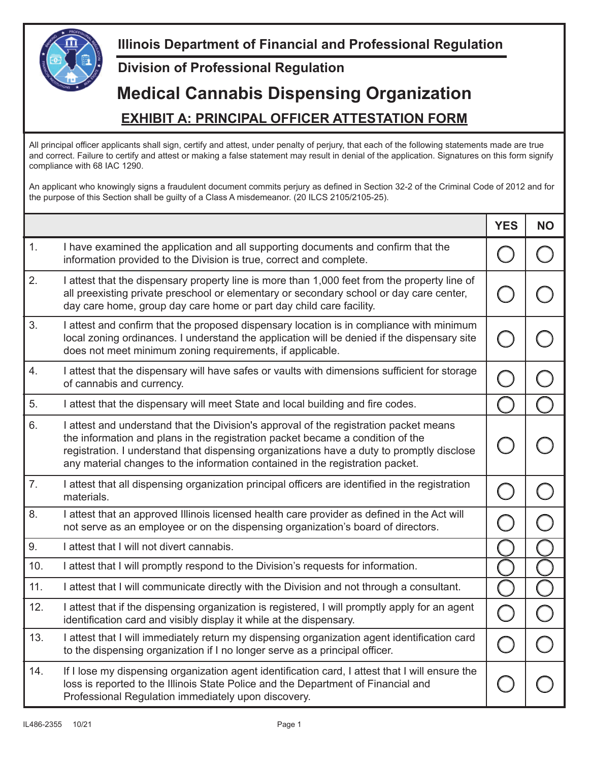## Illinois Department of Financial and Professional Regulation

### Division of Professional Regulation

# Medical Cannabis Dispensing Organization

## EXHIBIT A: PRINCIPAL OFFICER ATTESTATION FORM

All principal officer applicants shall sign, certify and attest, under penalty of perjury, that each of the following statements made are true and correct. Failure to certify and attest or making a false statement may result in denial of the application. Signatures on this form signify compliance with 68 IAC 1290.

An applicant who knowingly signs a fraudulent document commits perjury as defined in Section 32-2 of the Criminal Code of 2012 and for the purpose of this Section shall be guilty of a Class A misdemeanor. (20 ILCS 2105/2105-25).

| | | YES | NO |
|---|---|---|---|
| 1. | I have examined the application and all supporting documents and confirm that the information provided to the Division is true, correct and complete. | ◯ | ◯ |
| 2. | I attest that the dispensary property line is more than 1,000 feet from the property line of all preexisting private preschool or elementary or secondary school or day care center, day care home, group day care home or part day child care facility. | ◯ | ◯ |
| 3. | I attest and confirm that the proposed dispensary location is in compliance with minimum local zoning ordinances. I understand the application will be denied if the dispensary site does not meet minimum zoning requirements, if applicable. | ◯ | ◯ |
| 4. | I attest that the dispensary will have safes or vaults with dimensions sufficient for storage of cannabis and currency. | ◯ | ◯ |
| 5. | I attest that the dispensary will meet State and local building and fire codes. | ◯ | ◯ |
| 6. | I attest and understand that the Division's approval of the registration packet means the information and plans in the registration packet became a condition of the registration. I understand that dispensing organizations have a duty to promptly disclose any material changes to the information contained in the registration packet. | ◯ | ◯ |
| 7. | I attest that all dispensing organization principal officers are identified in the registration materials. | ◯ | ◯ |
| 8. | I attest that an approved Illinois licensed health care provider as defined in the Act will not serve as an employee or on the dispensing organization's board of directors. | ◯ | ◯ |
| 9. | I attest that I will not divert cannabis. | ◯ | ◯ |
| 10. | I attest that I will promptly respond to the Division's requests for information. | ◯ | ◯ |
| 11. | I attest that I will communicate directly with the Division and not through a consultant. | ◯ | ◯ |
| 12. | I attest that if the dispensing organization is registered, I will promptly apply for an agent identification card and visibly display it while at the dispensary. | ◯ | ◯ |
| 13. | I attest that I will immediately return my dispensing organization agent identification card to the dispensing organization if I no longer serve as a principal officer. | ◯ | ◯ |
| 14. | If I lose my dispensing organization agent identification card, I attest that I will ensure the loss is reported to the Illinois State Police and the Department of Financial and Professional Regulation immediately upon discovery. | ◯ | ◯ |

IL486-2355 10/21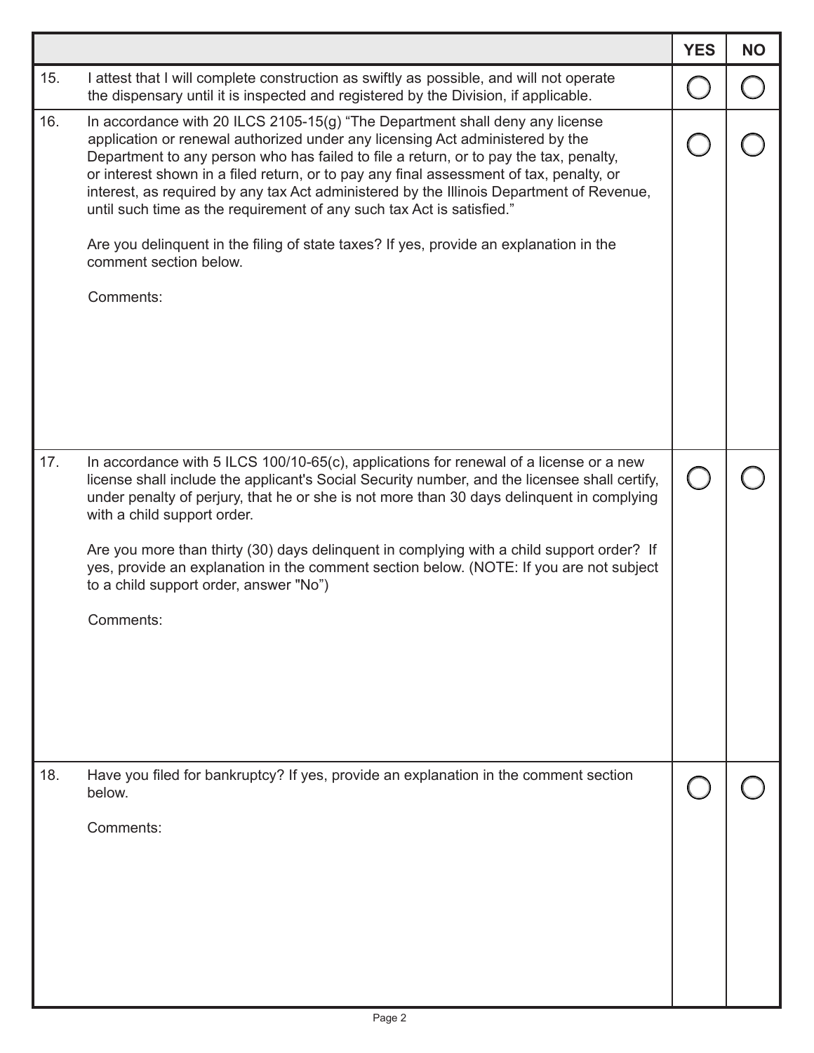| | | YES | NO |
|---|---|---|---|
| 15. | I attest that I will complete construction as swiftly as possible, and will not operate the dispensary until it is inspected and registered by the Division, if applicable. | ◯ | ◯ |
| 16. | In accordance with 20 ILCS 2105-15(g) "The Department shall deny any license application or renewal authorized under any licensing Act administered by the Department to any person who has failed to file a return, or to pay the tax, penalty, or interest shown in a filed return, or to pay any final assessment of tax, penalty, or interest, as required by any tax Act administered by the Illinois Department of Revenue, until such time as the requirement of any such tax Act is satisfied."<br><br>Are you delinquent in the filing of state taxes? If yes, provide an explanation in the comment section below.<br><br>Comments: | ◯ | ◯ |
| 17. | In accordance with 5 ILCS 100/10-65(c), applications for renewal of a license or a new license shall include the applicant's Social Security number, and the licensee shall certify, under penalty of perjury, that he or she is not more than 30 days delinquent in complying with a child support order.<br><br>Are you more than thirty (30) days delinquent in complying with a child support order? If yes, provide an explanation in the comment section below. (NOTE: If you are not subject to a child support order, answer "No")<br><br>Comments: | ◯ | ◯ |
| 18. | Have you filed for bankruptcy? If yes, provide an explanation in the comment section below.<br><br>Comments: | ◯ | ◯ |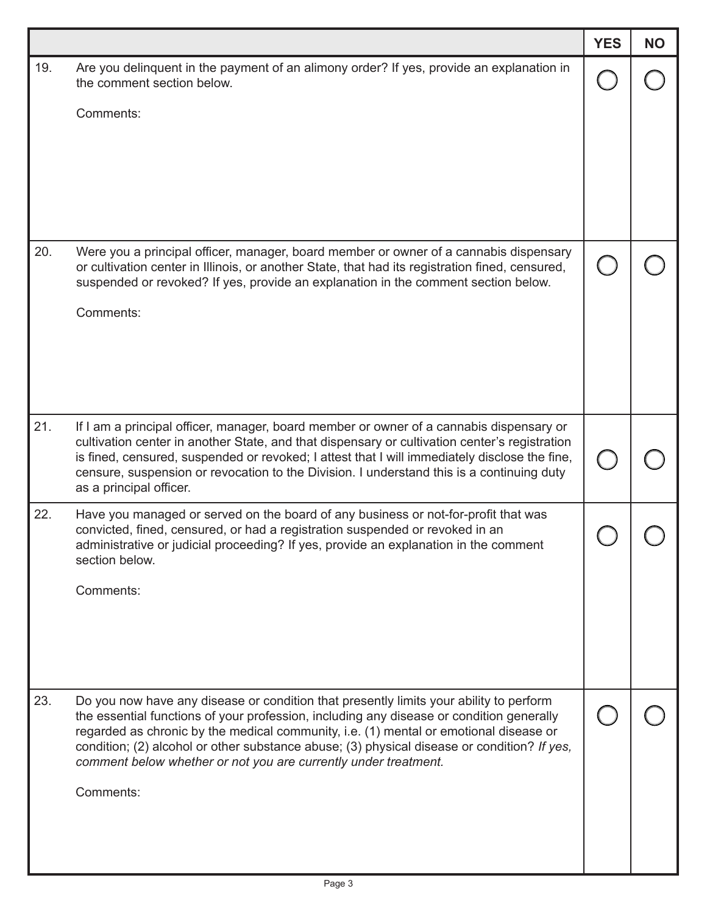| | | YES | NO |
|---|---|---|---|
| 19. | Are you delinquent in the payment of an alimony order? If yes, provide an explanation in the comment section below.<br><br>Comments: | ◯ | ◯ |
| 20. | Were you a principal officer, manager, board member or owner of a cannabis dispensary or cultivation center in Illinois, or another State, that had its registration fined, censured, suspended or revoked? If yes, provide an explanation in the comment section below.<br><br>Comments: | ◯ | ◯ |
| 21. | If I am a principal officer, manager, board member or owner of a cannabis dispensary or cultivation center in another State, and that dispensary or cultivation center's registration is fined, censured, suspended or revoked; I attest that I will immediately disclose the fine, censure, suspension or revocation to the Division. I understand this is a continuing duty as a principal officer. | ◯ | ◯ |
| 22. | Have you managed or served on the board of any business or not-for-profit that was convicted, fined, censured, or had a registration suspended or revoked in an administrative or judicial proceeding? If yes, provide an explanation in the comment section below.<br><br>Comments: | ◯ | ◯ |
| 23. | Do you now have any disease or condition that presently limits your ability to perform the essential functions of your profession, including any disease or condition generally regarded as chronic by the medical community, i.e. (1) mental or emotional disease or condition; (2) alcohol or other substance abuse; (3) physical disease or condition? *If yes, comment below whether or not you are currently under treatment.*<br><br>Comments: | ◯ | ◯ |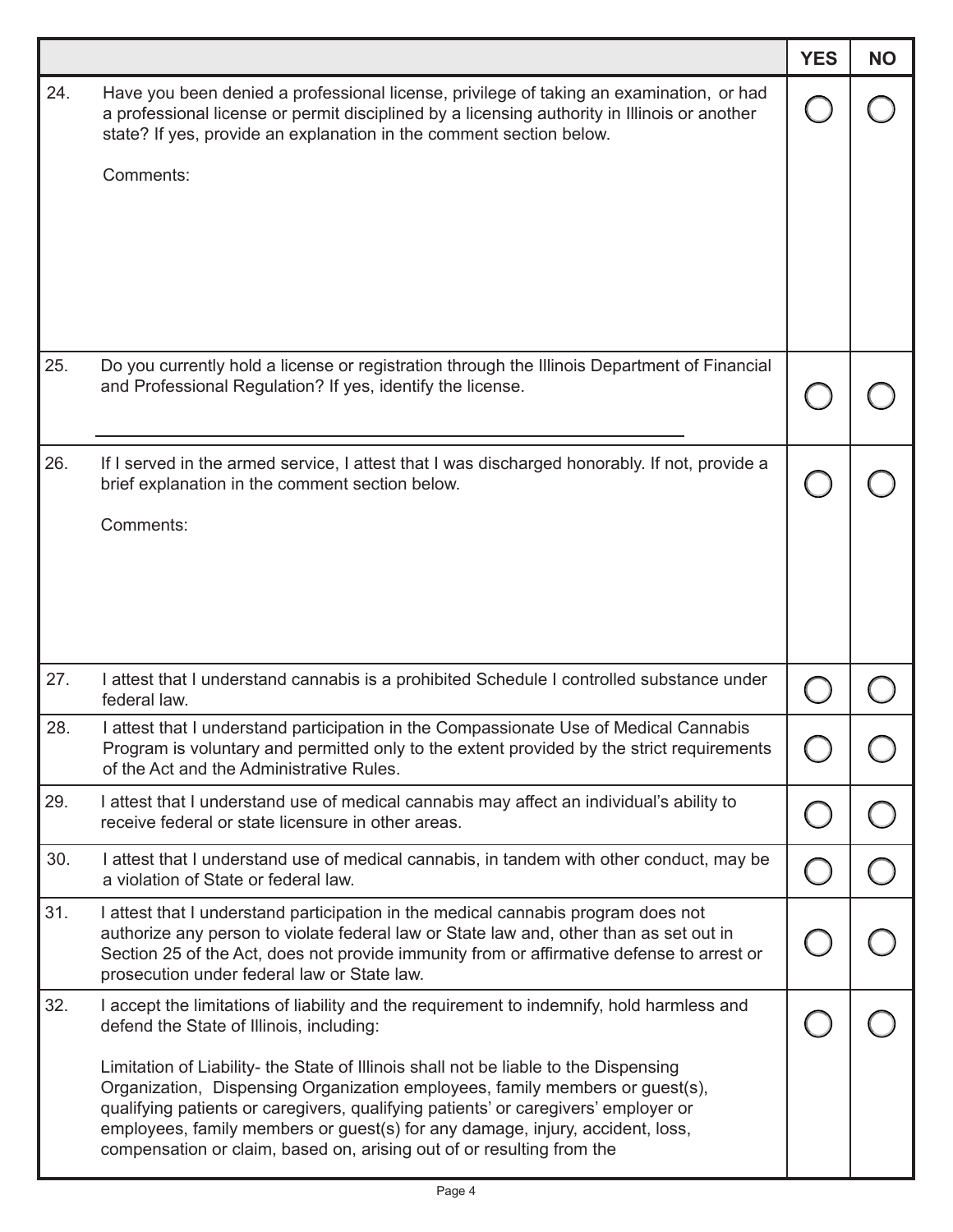| | | YES | NO |
|---|---|---|---|
| 24. | Have you been denied a professional license, privilege of taking an examination, or had a professional license or permit disciplined by a licensing authority in Illinois or another state? If yes, provide an explanation in the comment section below.<br><br>Comments: | ◯ | ◯ |
| 25. | Do you currently hold a license or registration through the Illinois Department of Financial and Professional Regulation? If yes, identify the license.<br><br>\_\_\_\_\_\_\_\_\_\_\_\_\_\_\_\_\_\_\_\_\_\_\_\_\_\_\_\_\_\_\_\_\_\_\_\_\_\_\_\_ | ◯ | ◯ |
| 26. | If I served in the armed service, I attest that I was discharged honorably. If not, provide a brief explanation in the comment section below.<br><br>Comments: | ◯ | ◯ |
| 27. | I attest that I understand cannabis is a prohibited Schedule I controlled substance under federal law. | ◯ | ◯ |
| 28. | I attest that I understand participation in the Compassionate Use of Medical Cannabis Program is voluntary and permitted only to the extent provided by the strict requirements of the Act and the Administrative Rules. | ◯ | ◯ |
| 29. | I attest that I understand use of medical cannabis may affect an individual's ability to receive federal or state licensure in other areas. | ◯ | ◯ |
| 30. | I attest that I understand use of medical cannabis, in tandem with other conduct, may be a violation of State or federal law. | ◯ | ◯ |
| 31. | I attest that I understand participation in the medical cannabis program does not authorize any person to violate federal law or State law and, other than as set out in Section 25 of the Act, does not provide immunity from or affirmative defense to arrest or prosecution under federal law or State law. | ◯ | ◯ |
| 32. | I accept the limitations of liability and the requirement to indemnify, hold harmless and defend the State of Illinois, including:<br><br>Limitation of Liability- the State of Illinois shall not be liable to the Dispensing Organization, Dispensing Organization employees, family members or guest(s), qualifying patients or caregivers, qualifying patients' or caregivers' employer or employees, family members or guest(s) for any damage, injury, accident, loss, compensation or claim, based on, arising out of or resulting from the | ◯ | ◯ |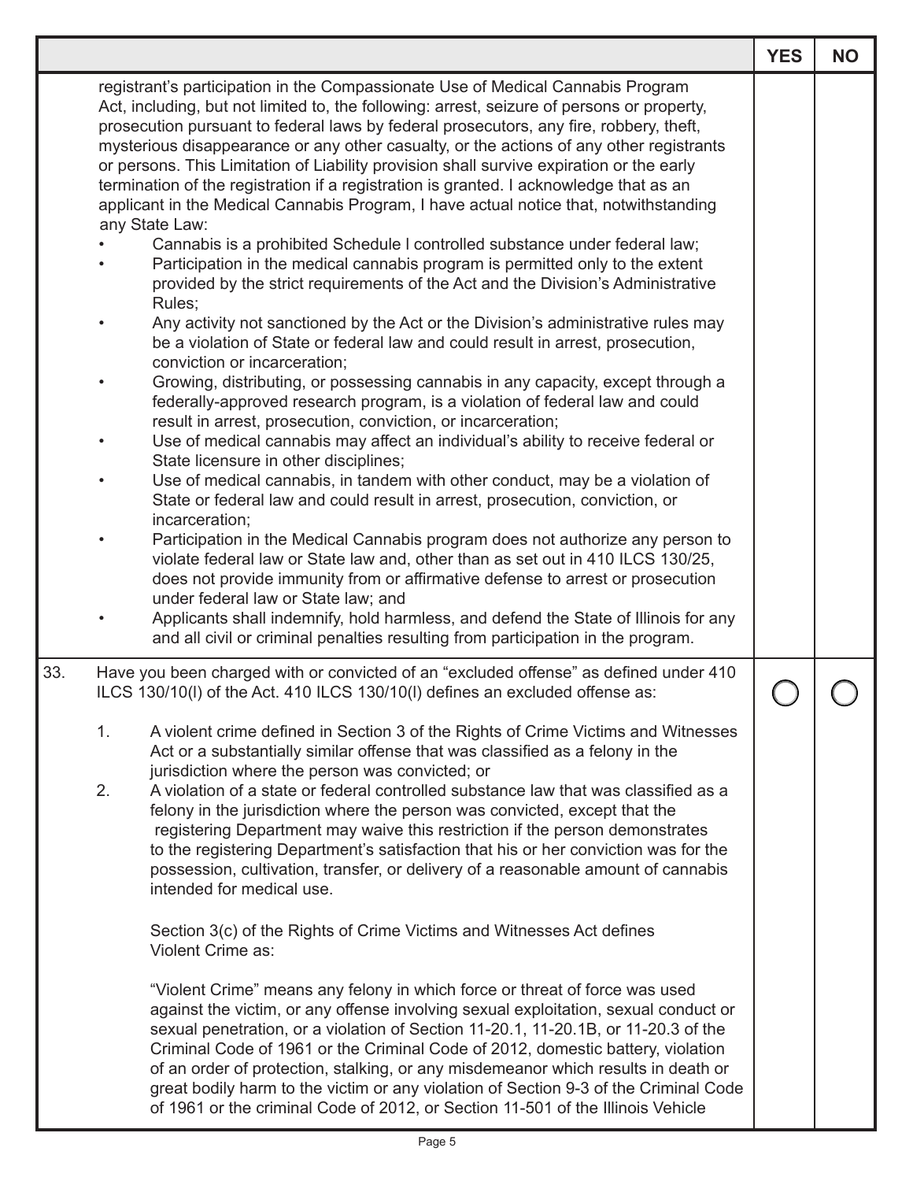| | | YES | NO |
|---|---|---|---|
| | registrant's participation in the Compassionate Use of Medical Cannabis Program Act, including, but not limited to, the following: arrest, seizure of persons or property, prosecution pursuant to federal laws by federal prosecutors, any fire, robbery, theft, mysterious disappearance or any other casualty, or the actions of any other registrants or persons. This Limitation of Liability provision shall survive expiration or the early termination of the registration if a registration is granted. I acknowledge that as an applicant in the Medical Cannabis Program, I have actual notice that, notwithstanding any State Law:<br>• Cannabis is a prohibited Schedule I controlled substance under federal law;<br>• Participation in the medical cannabis program is permitted only to the extent provided by the strict requirements of the Act and the Division's Administrative Rules;<br>• Any activity not sanctioned by the Act or the Division's administrative rules may be a violation of State or federal law and could result in arrest, prosecution, conviction or incarceration;<br>• Growing, distributing, or possessing cannabis in any capacity, except through a federally-approved research program, is a violation of federal law and could result in arrest, prosecution, conviction, or incarceration;<br>• Use of medical cannabis may affect an individual's ability to receive federal or State licensure in other disciplines;<br>• Use of medical cannabis, in tandem with other conduct, may be a violation of State or federal law and could result in arrest, prosecution, conviction, or incarceration;<br>• Participation in the Medical Cannabis program does not authorize any person to violate federal law or State law and, other than as set out in 410 ILCS 130/25, does not provide immunity from or affirmative defense to arrest or prosecution under federal law or State law; and<br>• Applicants shall indemnify, hold harmless, and defend the State of Illinois for any and all civil or criminal penalties resulting from participation in the program. | | |
| 33. | Have you been charged with or convicted of an "excluded offense" as defined under 410 ILCS 130/10(l) of the Act. 410 ILCS 130/10(l) defines an excluded offense as:<br><br>1. A violent crime defined in Section 3 of the Rights of Crime Victims and Witnesses Act or a substantially similar offense that was classified as a felony in the jurisdiction where the person was convicted; or<br>2. A violation of a state or federal controlled substance law that was classified as a felony in the jurisdiction where the person was convicted, except that the registering Department may waive this restriction if the person demonstrates to the registering Department's satisfaction that his or her conviction was for the possession, cultivation, transfer, or delivery of a reasonable amount of cannabis intended for medical use.<br><br>Section 3(c) of the Rights of Crime Victims and Witnesses Act defines Violent Crime as:<br><br>"Violent Crime" means any felony in which force or threat of force was used against the victim, or any offense involving sexual exploitation, sexual conduct or sexual penetration, or a violation of Section 11-20.1, 11-20.1B, or 11-20.3 of the Criminal Code of 1961 or the Criminal Code of 2012, domestic battery, violation of an order of protection, stalking, or any misdemeanor which results in death or great bodily harm to the victim or any violation of Section 9-3 of the Criminal Code of 1961 or the criminal Code of 2012, or Section 11-501 of the Illinois Vehicle | ◯ | ◯ |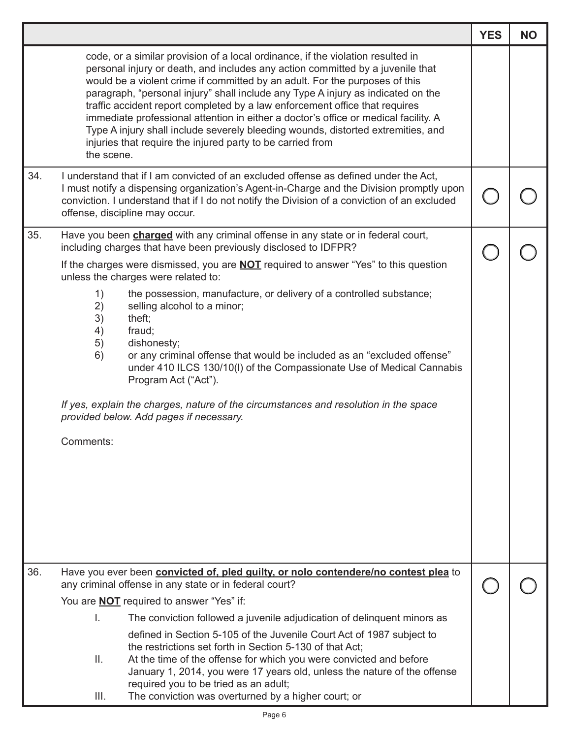| | | YES | NO |
|---|---|---|---|
| | code, or a similar provision of a local ordinance, if the violation resulted in personal injury or death, and includes any action committed by a juvenile that would be a violent crime if committed by an adult. For the purposes of this paragraph, "personal injury" shall include any Type A injury as indicated on the traffic accident report completed by a law enforcement office that requires immediate professional attention in either a doctor's office or medical facility. A Type A injury shall include severely bleeding wounds, distorted extremities, and injuries that require the injured party to be carried from the scene. | | |
| 34. | I understand that if I am convicted of an excluded offense as defined under the Act, I must notify a dispensing organization's Agent-in-Charge and the Division promptly upon conviction. I understand that if I do not notify the Division of a conviction of an excluded offense, discipline may occur. | ◯ | ◯ |
| 35. | Have you been **charged** with any criminal offense in any state or in federal court, including charges that have been previously disclosed to IDFPR?<br><br>If the charges were dismissed, you are **NOT** required to answer "Yes" to this question unless the charges were related to:<br><br>1) the possession, manufacture, or delivery of a controlled substance;<br>2) selling alcohol to a minor;<br>3) theft;<br>4) fraud;<br>5) dishonesty;<br>6) or any criminal offense that would be included as an "excluded offense" under 410 ILCS 130/10(l) of the Compassionate Use of Medical Cannabis Program Act ("Act").<br><br>*If yes, explain the charges, nature of the circumstances and resolution in the space provided below. Add pages if necessary.*<br><br>Comments: | ◯ | ◯ |
| 36. | Have you ever been **convicted of, pled guilty, or nolo contendere/no contest plea** to any criminal offense in any state or in federal court?<br><br>You are **NOT** required to answer "Yes" if:<br><br>I. The conviction followed a juvenile adjudication of delinquent minors as defined in Section 5-105 of the Juvenile Court Act of 1987 subject to the restrictions set forth in Section 5-130 of that Act;<br>II. At the time of the offense for which you were convicted and before January 1, 2014, you were 17 years old, unless the nature of the offense required you to be tried as an adult;<br>III. The conviction was overturned by a higher court; or | ◯ | ◯ |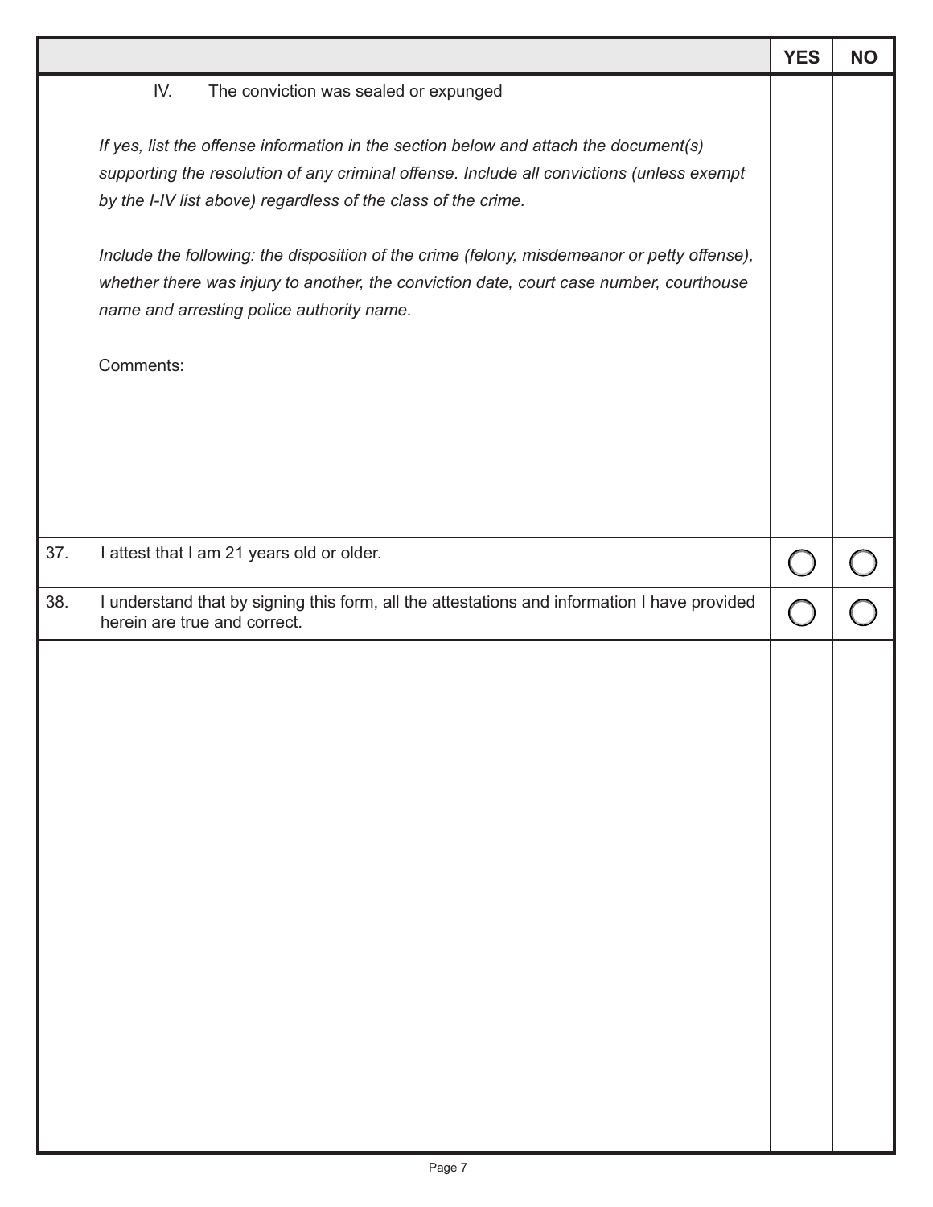| | YES | NO |
|---|---|---|
| IV. The conviction was sealed or expunged<br><br>*If yes, list the offense information in the section below and attach the document(s) supporting the resolution of any criminal offense. Include all convictions (unless exempt by the I-IV list above) regardless of the class of the crime.*<br><br>*Include the following: the disposition of the crime (felony, misdemeanor or petty offense), whether there was injury to another, the conviction date, court case number, courthouse name and arresting police authority name.*<br><br>Comments: | | |
| 37. I attest that I am 21 years old or older. | ◯ | ◯ |
| 38. I understand that by signing this form, all the attestations and information I have provided herein are true and correct. | ◯ | ◯ |
| | | |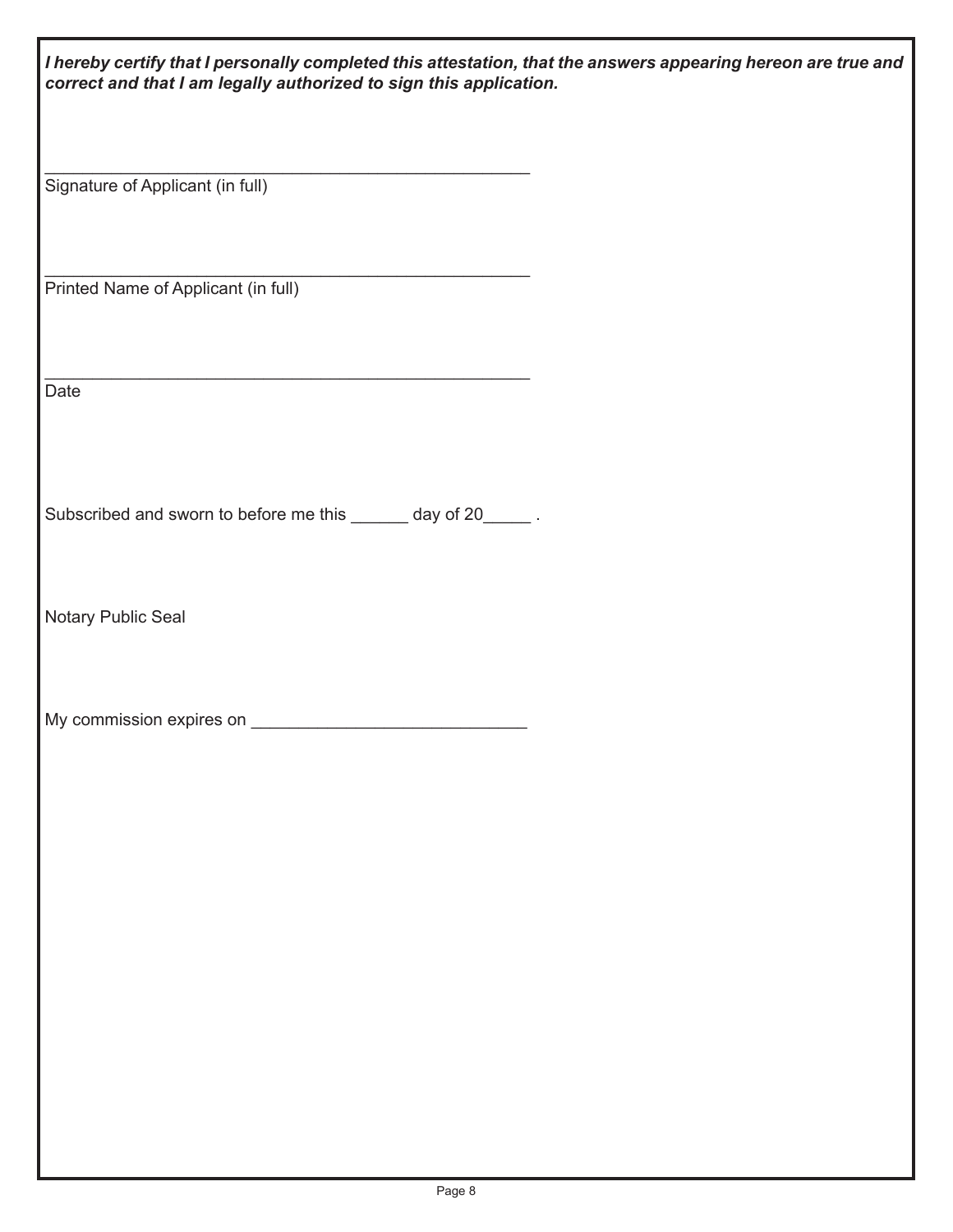***I hereby certify that I personally completed this attestation, that the answers appearing hereon are true and correct and that I am legally authorized to sign this application.***

_____________________________________________________
Signature of Applicant (in full)

_____________________________________________________
Printed Name of Applicant (in full)

_____________________________________________________
Date

Subscribed and sworn to before me this ______ day of 20_____ .

Notary Public Seal

My commission expires on ____________________________